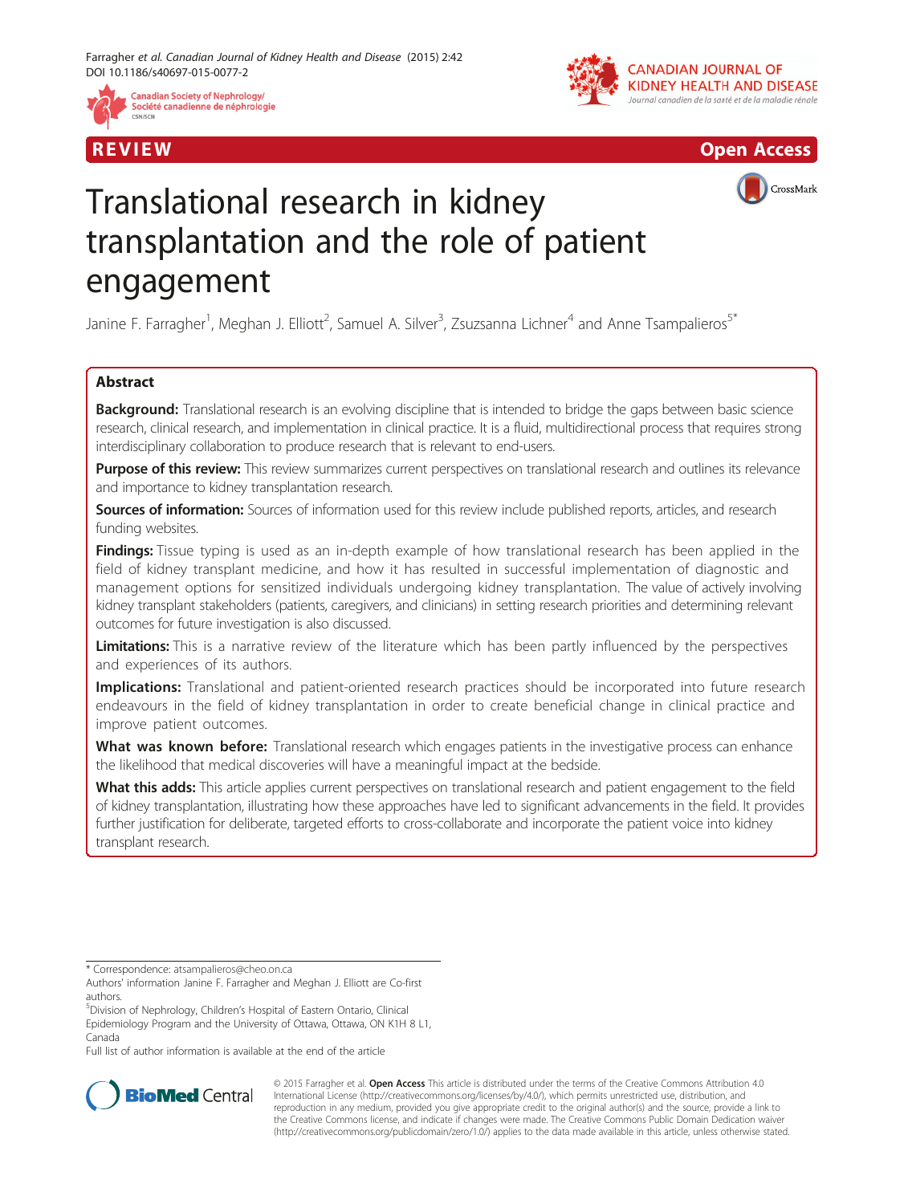REVIEW Open Access

# Translational research in kidney transplantation and the role of patient engagement

Janine F. Farragher[1], Meghan J. Elliott[2], Samuel A. Silver[3], Zsuzsanna Lichner[4] and Anne Tsampalieros[5*]

## Abstract

**Background:** Translational research is an evolving discipline that is intended to bridge the gaps between basic science research, clinical research, and implementation in clinical practice. It is a fluid, multidirectional process that requires strong interdisciplinary collaboration to produce research that is relevant to end-users.

**Purpose of this review:** This review summarizes current perspectives on translational research and outlines its relevance and importance to kidney transplantation research.

**Sources of information:** Sources of information used for this review include published reports, articles, and research funding websites.

**Findings:** Tissue typing is used as an in-depth example of how translational research has been applied in the field of kidney transplant medicine, and how it has resulted in successful implementation of diagnostic and management options for sensitized individuals undergoing kidney transplantation. The value of actively involving kidney transplant stakeholders (patients, caregivers, and clinicians) in setting research priorities and determining relevant outcomes for future investigation is also discussed.

**Limitations:** This is a narrative review of the literature which has been partly influenced by the perspectives and experiences of its authors.

**Implications:** Translational and patient-oriented research practices should be incorporated into future research endeavours in the field of kidney transplantation in order to create beneficial change in clinical practice and improve patient outcomes.

**What was known before:** Translational research which engages patients in the investigative process can enhance the likelihood that medical discoveries will have a meaningful impact at the bedside.

**What this adds:** This article applies current perspectives on translational research and patient engagement to the field of kidney transplantation, illustrating how these approaches have led to significant advancements in the field. It provides further justification for deliberate, targeted efforts to cross-collaborate and incorporate the patient voice into kidney transplant research.

---

* Correspondence: atsampalieros@cheo.on.ca

Authors' information Janine F. Farragher and Meghan J. Elliott are Co-first authors.

[5]Division of Nephrology, Children's Hospital of Eastern Ontario, Clinical Epidemiology Program and the University of Ottawa, Ottawa, ON K1H 8 L1, Canada

Full list of author information is available at the end of the article

© 2015 Farragher et al. **Open Access** This article is distributed under the terms of the Creative Commons Attribution 4.0 International License (http://creativecommons.org/licenses/by/4.0/), which permits unrestricted use, distribution, and reproduction in any medium, provided you give appropriate credit to the original author(s) and the source, provide a link to the Creative Commons license, and indicate if changes were made. The Creative Commons Public Domain Dedication waiver (http://creativecommons.org/publicdomain/zero/1.0/) applies to the data made available in this article, unless otherwise stated.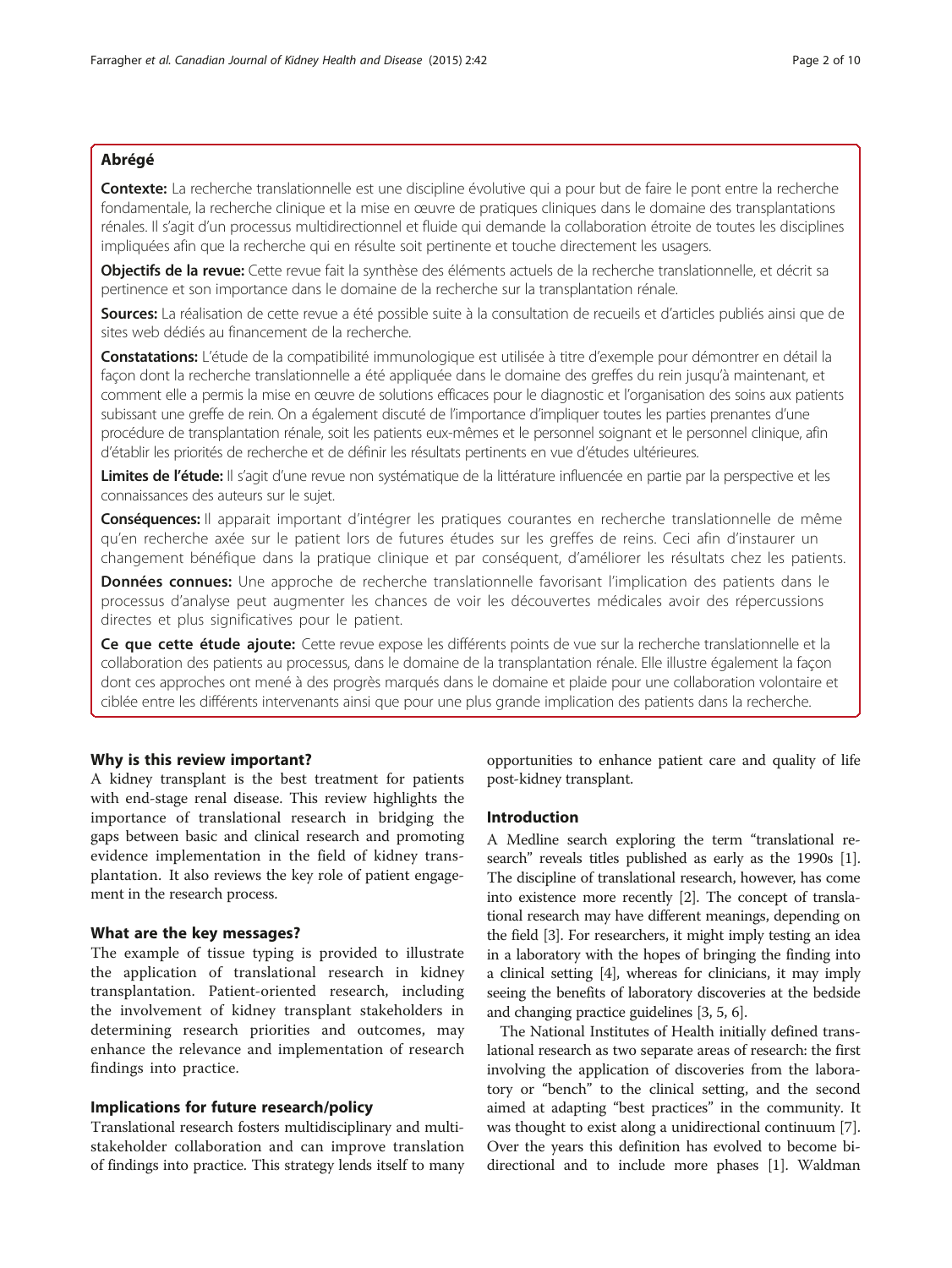## Abrégé

**Contexte:** La recherche translationnelle est une discipline évolutive qui a pour but de faire le pont entre la recherche fondamentale, la recherche clinique et la mise en œuvre de pratiques cliniques dans le domaine des transplantations rénales. Il s'agit d'un processus multidirectionnel et fluide qui demande la collaboration étroite de toutes les disciplines impliquées afin que la recherche qui en résulte soit pertinente et touche directement les usagers.

**Objectifs de la revue:** Cette revue fait la synthèse des éléments actuels de la recherche translationnelle, et décrit sa pertinence et son importance dans le domaine de la recherche sur la transplantation rénale.

**Sources:** La réalisation de cette revue a été possible suite à la consultation de recueils et d'articles publiés ainsi que de sites web dédiés au financement de la recherche.

**Constatations:** L'étude de la compatibilité immunologique est utilisée à titre d'exemple pour démontrer en détail la façon dont la recherche translationnelle a été appliquée dans le domaine des greffes du rein jusqu'à maintenant, et comment elle a permis la mise en œuvre de solutions efficaces pour le diagnostic et l'organisation des soins aux patients subissant une greffe de rein. On a également discuté de l'importance d'impliquer toutes les parties prenantes d'une procédure de transplantation rénale, soit les patients eux-mêmes et le personnel soignant et le personnel clinique, afin d'établir les priorités de recherche et de définir les résultats pertinents en vue d'études ultérieures.

**Limites de l'étude:** Il s'agit d'une revue non systématique de la littérature influencée en partie par la perspective et les connaissances des auteurs sur le sujet.

**Conséquences:** Il apparait important d'intégrer les pratiques courantes en recherche translationnelle de même qu'en recherche axée sur le patient lors de futures études sur les greffes de reins. Ceci afin d'instaurer un changement bénéfique dans la pratique clinique et par conséquent, d'améliorer les résultats chez les patients.

**Données connues:** Une approche de recherche translationnelle favorisant l'implication des patients dans le processus d'analyse peut augmenter les chances de voir les découvertes médicales avoir des répercussions directes et plus significatives pour le patient.

**Ce que cette étude ajoute:** Cette revue expose les différents points de vue sur la recherche translationnelle et la collaboration des patients au processus, dans le domaine de la transplantation rénale. Elle illustre également la façon dont ces approches ont mené à des progrès marqués dans le domaine et plaide pour une collaboration volontaire et ciblée entre les différents intervenants ainsi que pour une plus grande implication des patients dans la recherche.

### Why is this review important?

A kidney transplant is the best treatment for patients with end-stage renal disease. This review highlights the importance of translational research in bridging the gaps between basic and clinical research and promoting evidence implementation in the field of kidney transplantation. It also reviews the key role of patient engagement in the research process.

### What are the key messages?

The example of tissue typing is provided to illustrate the application of translational research in kidney transplantation. Patient-oriented research, including the involvement of kidney transplant stakeholders in determining research priorities and outcomes, may enhance the relevance and implementation of research findings into practice.

### Implications for future research/policy

Translational research fosters multidisciplinary and multi-stakeholder collaboration and can improve translation of findings into practice. This strategy lends itself to many opportunities to enhance patient care and quality of life post-kidney transplant.

## Introduction

A Medline search exploring the term "translational research" reveals titles published as early as the 1990s [1]. The discipline of translational research, however, has come into existence more recently [2]. The concept of translational research may have different meanings, depending on the field [3]. For researchers, it might imply testing an idea in a laboratory with the hopes of bringing the finding into a clinical setting [4], whereas for clinicians, it may imply seeing the benefits of laboratory discoveries at the bedside and changing practice guidelines [3, 5, 6].

The National Institutes of Health initially defined translational research as two separate areas of research: the first involving the application of discoveries from the laboratory or "bench" to the clinical setting, and the second aimed at adapting "best practices" in the community. It was thought to exist along a unidirectional continuum [7]. Over the years this definition has evolved to become bi-directional and to include more phases [1]. Waldman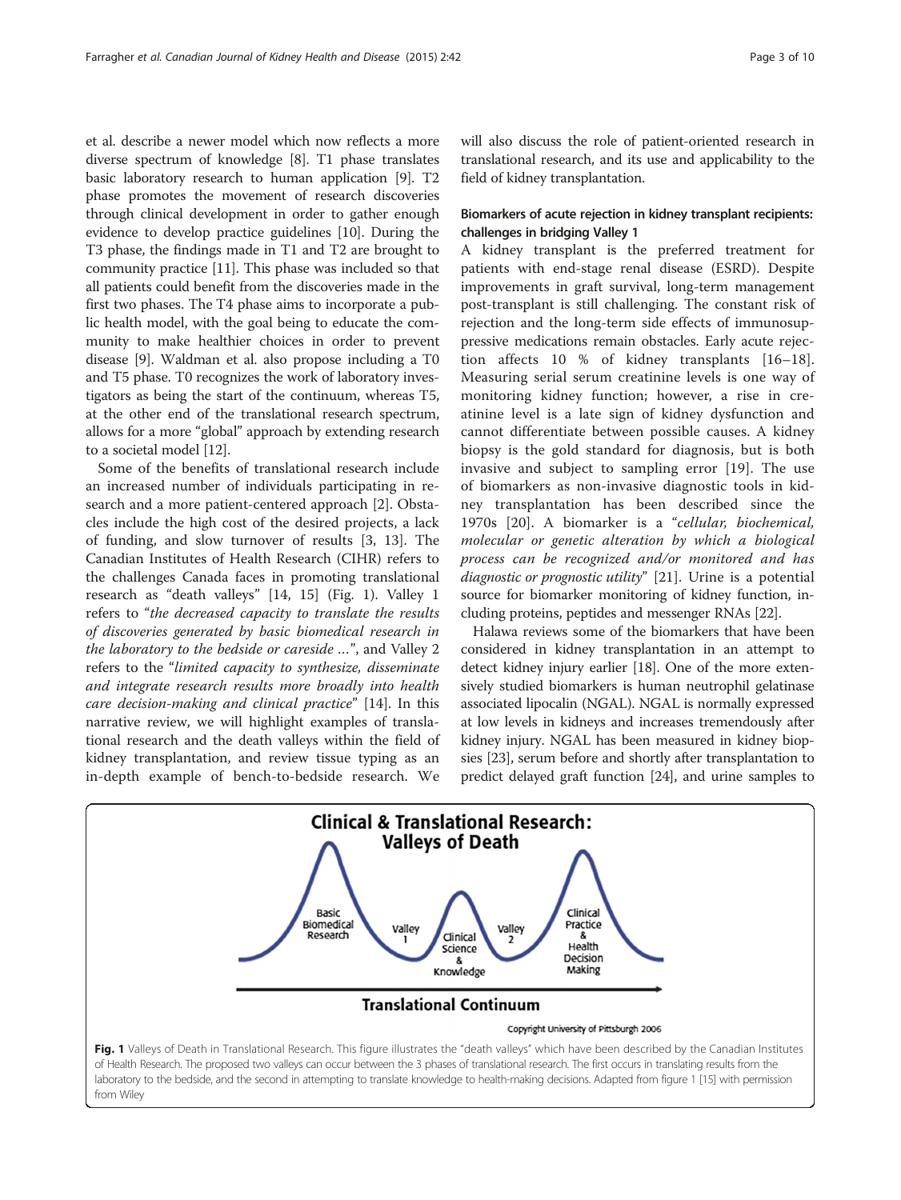et al. describe a newer model which now reflects a more diverse spectrum of knowledge [8]. T1 phase translates basic laboratory research to human application [9]. T2 phase promotes the movement of research discoveries through clinical development in order to gather enough evidence to develop practice guidelines [10]. During the T3 phase, the findings made in T1 and T2 are brought to community practice [11]. This phase was included so that all patients could benefit from the discoveries made in the first two phases. The T4 phase aims to incorporate a public health model, with the goal being to educate the community to make healthier choices in order to prevent disease [9]. Waldman et al. also propose including a T0 and T5 phase. T0 recognizes the work of laboratory investigators as being the start of the continuum, whereas T5, at the other end of the translational research spectrum, allows for a more "global" approach by extending research to a societal model [12].

Some of the benefits of translational research include an increased number of individuals participating in research and a more patient-centered approach [2]. Obstacles include the high cost of the desired projects, a lack of funding, and slow turnover of results [3, 13]. The Canadian Institutes of Health Research (CIHR) refers to the challenges Canada faces in promoting translational research as "death valleys" [14, 15] (Fig. 1). Valley 1 refers to "*the decreased capacity to translate the results of discoveries generated by basic biomedical research in the laboratory to the bedside or careside …*", and Valley 2 refers to the "*limited capacity to synthesize, disseminate and integrate research results more broadly into health care decision-making and clinical practice*" [14]. In this narrative review, we will highlight examples of translational research and the death valleys within the field of kidney transplantation, and review tissue typing as an in-depth example of bench-to-bedside research. We will also discuss the role of patient-oriented research in translational research, and its use and applicability to the field of kidney transplantation.

### Biomarkers of acute rejection in kidney transplant recipients: challenges in bridging Valley 1

A kidney transplant is the preferred treatment for patients with end-stage renal disease (ESRD). Despite improvements in graft survival, long-term management post-transplant is still challenging. The constant risk of rejection and the long-term side effects of immunosuppressive medications remain obstacles. Early acute rejection affects 10 % of kidney transplants [16–18]. Measuring serial serum creatinine levels is one way of monitoring kidney function; however, a rise in creatinine level is a late sign of kidney dysfunction and cannot differentiate between possible causes. A kidney biopsy is the gold standard for diagnosis, but is both invasive and subject to sampling error [19]. The use of biomarkers as non-invasive diagnostic tools in kidney transplantation has been described since the 1970s [20]. A biomarker is a "*cellular, biochemical, molecular or genetic alteration by which a biological process can be recognized and/or monitored and has diagnostic or prognostic utility*" [21]. Urine is a potential source for biomarker monitoring of kidney function, including proteins, peptides and messenger RNAs [22].

Halawa reviews some of the biomarkers that have been considered in kidney transplantation in an attempt to detect kidney injury earlier [18]. One of the more extensively studied biomarkers is human neutrophil gelatinase associated lipocalin (NGAL). NGAL is normally expressed at low levels in kidneys and increases tremendously after kidney injury. NGAL has been measured in kidney biopsies [23], serum before and shortly after transplantation to predict delayed graft function [24], and urine samples to

**Fig. 1** Valleys of Death in Translational Research. This figure illustrates the "death valleys" which have been described by the Canadian Institutes of Health Research. The proposed two valleys can occur between the 3 phases of translational research. The first occurs in translating results from the laboratory to the bedside, and the second in attempting to translate knowledge to health-making decisions. Adapted from figure 1 [15] with permission from Wiley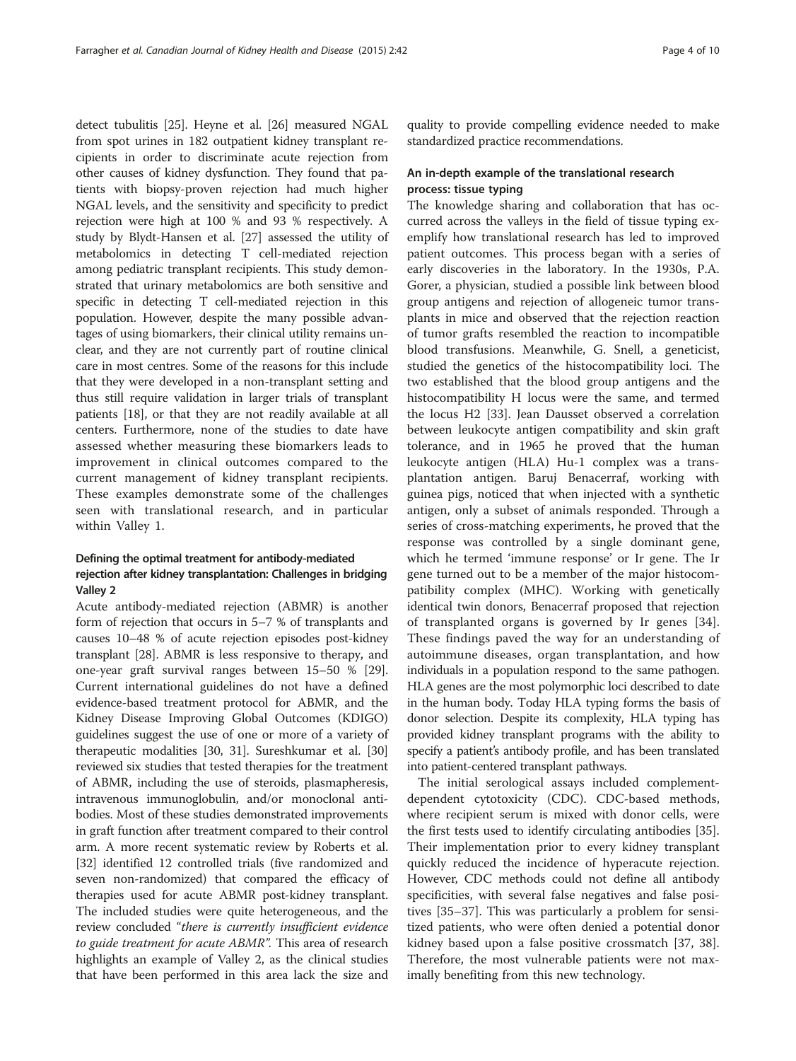detect tubulitis [25]. Heyne et al. [26] measured NGAL from spot urines in 182 outpatient kidney transplant recipients in order to discriminate acute rejection from other causes of kidney dysfunction. They found that patients with biopsy-proven rejection had much higher NGAL levels, and the sensitivity and specificity to predict rejection were high at 100 % and 93 % respectively. A study by Blydt-Hansen et al. [27] assessed the utility of metabolomics in detecting T cell-mediated rejection among pediatric transplant recipients. This study demonstrated that urinary metabolomics are both sensitive and specific in detecting T cell-mediated rejection in this population. However, despite the many possible advantages of using biomarkers, their clinical utility remains unclear, and they are not currently part of routine clinical care in most centres. Some of the reasons for this include that they were developed in a non-transplant setting and thus still require validation in larger trials of transplant patients [18], or that they are not readily available at all centers. Furthermore, none of the studies to date have assessed whether measuring these biomarkers leads to improvement in clinical outcomes compared to the current management of kidney transplant recipients. These examples demonstrate some of the challenges seen with translational research, and in particular within Valley 1.

### Defining the optimal treatment for antibody-mediated rejection after kidney transplantation: Challenges in bridging Valley 2

Acute antibody-mediated rejection (ABMR) is another form of rejection that occurs in 5–7 % of transplants and causes 10–48 % of acute rejection episodes post-kidney transplant [28]. ABMR is less responsive to therapy, and one-year graft survival ranges between 15–50 % [29]. Current international guidelines do not have a defined evidence-based treatment protocol for ABMR, and the Kidney Disease Improving Global Outcomes (KDIGO) guidelines suggest the use of one or more of a variety of therapeutic modalities [30, 31]. Sureshkumar et al. [30] reviewed six studies that tested therapies for the treatment of ABMR, including the use of steroids, plasmapheresis, intravenous immunoglobulin, and/or monoclonal antibodies. Most of these studies demonstrated improvements in graft function after treatment compared to their control arm. A more recent systematic review by Roberts et al. [32] identified 12 controlled trials (five randomized and seven non-randomized) that compared the efficacy of therapies used for acute ABMR post-kidney transplant. The included studies were quite heterogeneous, and the review concluded "*there is currently insufficient evidence to guide treatment for acute ABMR*". This area of research highlights an example of Valley 2, as the clinical studies that have been performed in this area lack the size and quality to provide compelling evidence needed to make standardized practice recommendations.

### An in-depth example of the translational research process: tissue typing

The knowledge sharing and collaboration that has occurred across the valleys in the field of tissue typing exemplify how translational research has led to improved patient outcomes. This process began with a series of early discoveries in the laboratory. In the 1930s, P.A. Gorer, a physician, studied a possible link between blood group antigens and rejection of allogeneic tumor transplants in mice and observed that the rejection reaction of tumor grafts resembled the reaction to incompatible blood transfusions. Meanwhile, G. Snell, a geneticist, studied the genetics of the histocompatibility loci. The two established that the blood group antigens and the histocompatibility H locus were the same, and termed the locus H2 [33]. Jean Dausset observed a correlation between leukocyte antigen compatibility and skin graft tolerance, and in 1965 he proved that the human leukocyte antigen (HLA) Hu-1 complex was a transplantation antigen. Baruj Benacerraf, working with guinea pigs, noticed that when injected with a synthetic antigen, only a subset of animals responded. Through a series of cross-matching experiments, he proved that the response was controlled by a single dominant gene, which he termed 'immune response' or Ir gene. The Ir gene turned out to be a member of the major histocompatibility complex (MHC). Working with genetically identical twin donors, Benacerraf proposed that rejection of transplanted organs is governed by Ir genes [34]. These findings paved the way for an understanding of autoimmune diseases, organ transplantation, and how individuals in a population respond to the same pathogen. HLA genes are the most polymorphic loci described to date in the human body. Today HLA typing forms the basis of donor selection. Despite its complexity, HLA typing has provided kidney transplant programs with the ability to specify a patient's antibody profile, and has been translated into patient-centered transplant pathways.

The initial serological assays included complement-dependent cytotoxicity (CDC). CDC-based methods, where recipient serum is mixed with donor cells, were the first tests used to identify circulating antibodies [35]. Their implementation prior to every kidney transplant quickly reduced the incidence of hyperacute rejection. However, CDC methods could not define all antibody specificities, with several false negatives and false positives [35–37]. This was particularly a problem for sensitized patients, who were often denied a potential donor kidney based upon a false positive crossmatch [37, 38]. Therefore, the most vulnerable patients were not maximally benefiting from this new technology.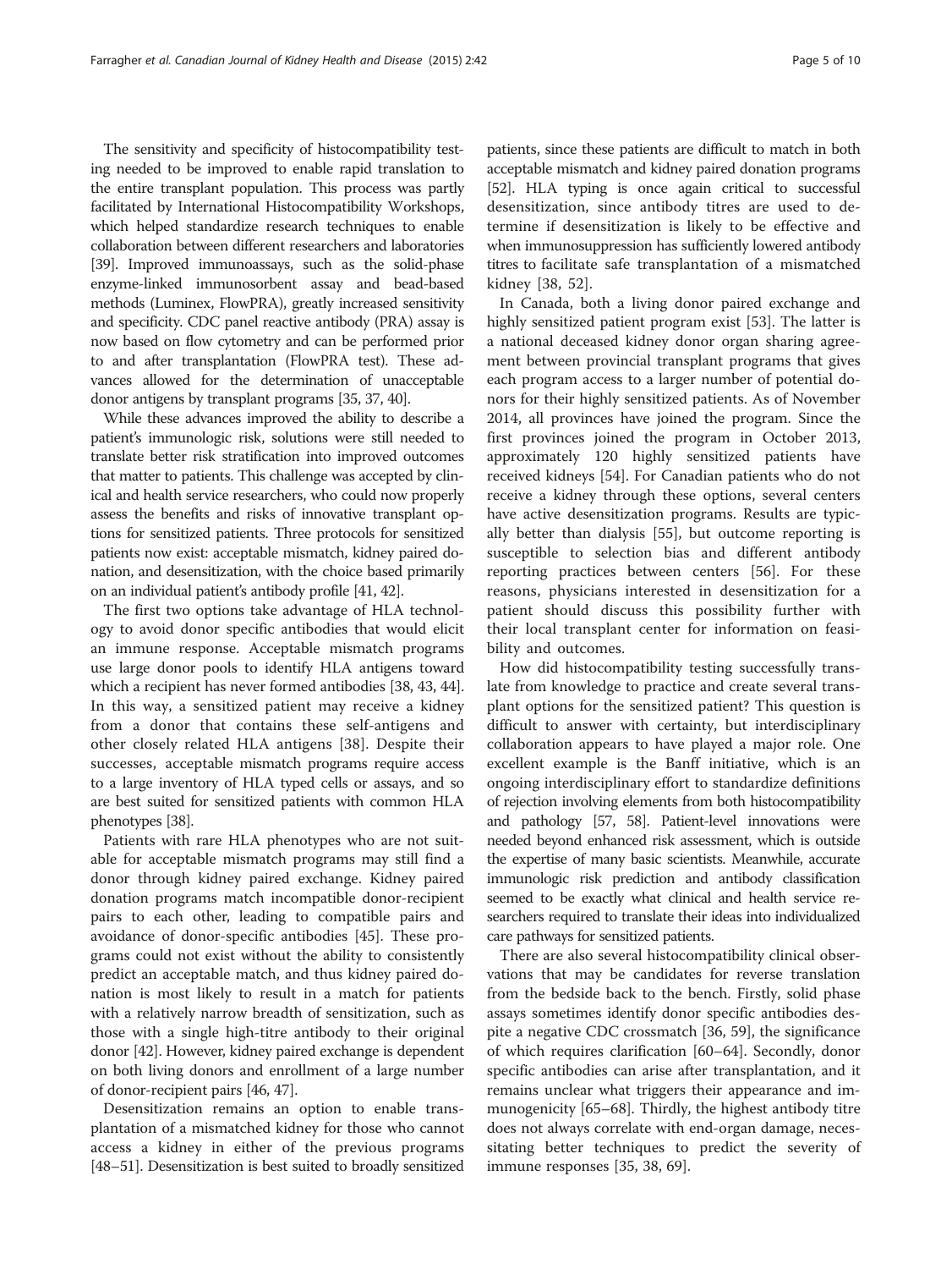The sensitivity and specificity of histocompatibility testing needed to be improved to enable rapid translation to the entire transplant population. This process was partly facilitated by International Histocompatibility Workshops, which helped standardize research techniques to enable collaboration between different researchers and laboratories [39]. Improved immunoassays, such as the solid-phase enzyme-linked immunosorbent assay and bead-based methods (Luminex, FlowPRA), greatly increased sensitivity and specificity. CDC panel reactive antibody (PRA) assay is now based on flow cytometry and can be performed prior to and after transplantation (FlowPRA test). These advances allowed for the determination of unacceptable donor antigens by transplant programs [35, 37, 40].

While these advances improved the ability to describe a patient's immunologic risk, solutions were still needed to translate better risk stratification into improved outcomes that matter to patients. This challenge was accepted by clinical and health service researchers, who could now properly assess the benefits and risks of innovative transplant options for sensitized patients. Three protocols for sensitized patients now exist: acceptable mismatch, kidney paired donation, and desensitization, with the choice based primarily on an individual patient's antibody profile [41, 42].

The first two options take advantage of HLA technology to avoid donor specific antibodies that would elicit an immune response. Acceptable mismatch programs use large donor pools to identify HLA antigens toward which a recipient has never formed antibodies [38, 43, 44]. In this way, a sensitized patient may receive a kidney from a donor that contains these self-antigens and other closely related HLA antigens [38]. Despite their successes, acceptable mismatch programs require access to a large inventory of HLA typed cells or assays, and so are best suited for sensitized patients with common HLA phenotypes [38].

Patients with rare HLA phenotypes who are not suitable for acceptable mismatch programs may still find a donor through kidney paired exchange. Kidney paired donation programs match incompatible donor-recipient pairs to each other, leading to compatible pairs and avoidance of donor-specific antibodies [45]. These programs could not exist without the ability to consistently predict an acceptable match, and thus kidney paired donation is most likely to result in a match for patients with a relatively narrow breadth of sensitization, such as those with a single high-titre antibody to their original donor [42]. However, kidney paired exchange is dependent on both living donors and enrollment of a large number of donor-recipient pairs [46, 47].

Desensitization remains an option to enable transplantation of a mismatched kidney for those who cannot access a kidney in either of the previous programs [48–51]. Desensitization is best suited to broadly sensitized patients, since these patients are difficult to match in both acceptable mismatch and kidney paired donation programs [52]. HLA typing is once again critical to successful desensitization, since antibody titres are used to determine if desensitization is likely to be effective and when immunosuppression has sufficiently lowered antibody titres to facilitate safe transplantation of a mismatched kidney [38, 52].

In Canada, both a living donor paired exchange and highly sensitized patient program exist [53]. The latter is a national deceased kidney donor organ sharing agreement between provincial transplant programs that gives each program access to a larger number of potential donors for their highly sensitized patients. As of November 2014, all provinces have joined the program. Since the first provinces joined the program in October 2013, approximately 120 highly sensitized patients have received kidneys [54]. For Canadian patients who do not receive a kidney through these options, several centers have active desensitization programs. Results are typically better than dialysis [55], but outcome reporting is susceptible to selection bias and different antibody reporting practices between centers [56]. For these reasons, physicians interested in desensitization for a patient should discuss this possibility further with their local transplant center for information on feasibility and outcomes.

How did histocompatibility testing successfully translate from knowledge to practice and create several transplant options for the sensitized patient? This question is difficult to answer with certainty, but interdisciplinary collaboration appears to have played a major role. One excellent example is the Banff initiative, which is an ongoing interdisciplinary effort to standardize definitions of rejection involving elements from both histocompatibility and pathology [57, 58]. Patient-level innovations were needed beyond enhanced risk assessment, which is outside the expertise of many basic scientists. Meanwhile, accurate immunologic risk prediction and antibody classification seemed to be exactly what clinical and health service researchers required to translate their ideas into individualized care pathways for sensitized patients.

There are also several histocompatibility clinical observations that may be candidates for reverse translation from the bedside back to the bench. Firstly, solid phase assays sometimes identify donor specific antibodies despite a negative CDC crossmatch [36, 59], the significance of which requires clarification [60–64]. Secondly, donor specific antibodies can arise after transplantation, and it remains unclear what triggers their appearance and immunogenicity [65–68]. Thirdly, the highest antibody titre does not always correlate with end-organ damage, necessitating better techniques to predict the severity of immune responses [35, 38, 69].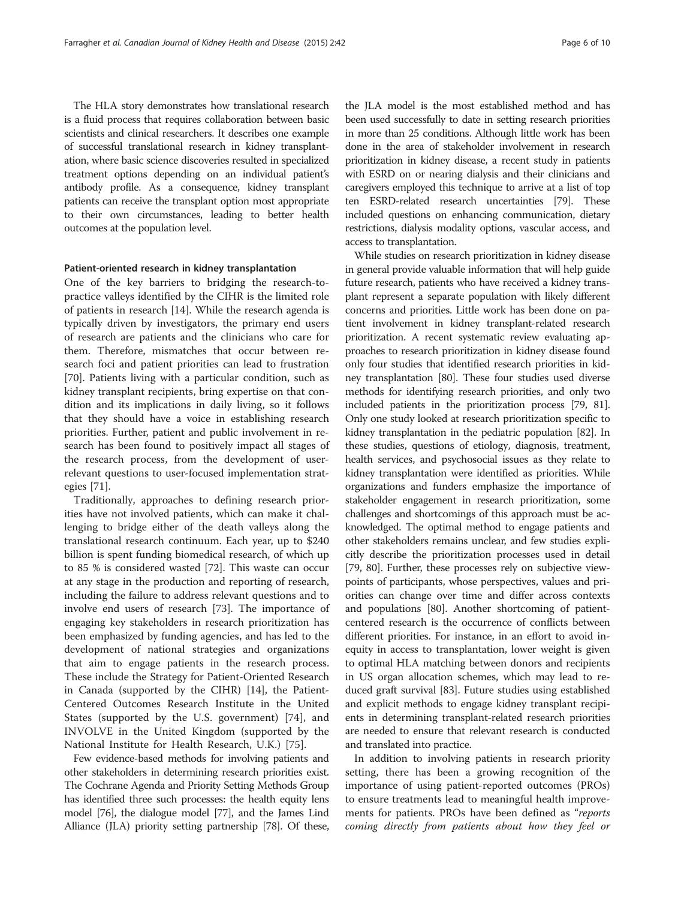The HLA story demonstrates how translational research is a fluid process that requires collaboration between basic scientists and clinical researchers. It describes one example of successful translational research in kidney transplantation, where basic science discoveries resulted in specialized treatment options depending on an individual patient's antibody profile. As a consequence, kidney transplant patients can receive the transplant option most appropriate to their own circumstances, leading to better health outcomes at the population level.

#### Patient-oriented research in kidney transplantation

One of the key barriers to bridging the research-to-practice valleys identified by the CIHR is the limited role of patients in research [14]. While the research agenda is typically driven by investigators, the primary end users of research are patients and the clinicians who care for them. Therefore, mismatches that occur between research foci and patient priorities can lead to frustration [70]. Patients living with a particular condition, such as kidney transplant recipients, bring expertise on that condition and its implications in daily living, so it follows that they should have a voice in establishing research priorities. Further, patient and public involvement in research has been found to positively impact all stages of the research process, from the development of user-relevant questions to user-focused implementation strategies [71].

Traditionally, approaches to defining research priorities have not involved patients, which can make it challenging to bridge either of the death valleys along the translational research continuum. Each year, up to $240 billion is spent funding biomedical research, of which up to 85 % is considered wasted [72]. This waste can occur at any stage in the production and reporting of research, including the failure to address relevant questions and to involve end users of research [73]. The importance of engaging key stakeholders in research prioritization has been emphasized by funding agencies, and has led to the development of national strategies and organizations that aim to engage patients in the research process. These include the Strategy for Patient-Oriented Research in Canada (supported by the CIHR) [14], the Patient-Centered Outcomes Research Institute in the United States (supported by the U.S. government) [74], and INVOLVE in the United Kingdom (supported by the National Institute for Health Research, U.K.) [75].

Few evidence-based methods for involving patients and other stakeholders in determining research priorities exist. The Cochrane Agenda and Priority Setting Methods Group has identified three such processes: the health equity lens model [76], the dialogue model [77], and the James Lind Alliance (JLA) priority setting partnership [78]. Of these, the JLA model is the most established method and has been used successfully to date in setting research priorities in more than 25 conditions. Although little work has been done in the area of stakeholder involvement in research prioritization in kidney disease, a recent study in patients with ESRD on or nearing dialysis and their clinicians and caregivers employed this technique to arrive at a list of top ten ESRD-related research uncertainties [79]. These included questions on enhancing communication, dietary restrictions, dialysis modality options, vascular access, and access to transplantation.

While studies on research prioritization in kidney disease in general provide valuable information that will help guide future research, patients who have received a kidney transplant represent a separate population with likely different concerns and priorities. Little work has been done on patient involvement in kidney transplant-related research prioritization. A recent systematic review evaluating approaches to research prioritization in kidney disease found only four studies that identified research priorities in kidney transplantation [80]. These four studies used diverse methods for identifying research priorities, and only two included patients in the prioritization process [79, 81]. Only one study looked at research prioritization specific to kidney transplantation in the pediatric population [82]. In these studies, questions of etiology, diagnosis, treatment, health services, and psychosocial issues as they relate to kidney transplantation were identified as priorities. While organizations and funders emphasize the importance of stakeholder engagement in research prioritization, some challenges and shortcomings of this approach must be acknowledged. The optimal method to engage patients and other stakeholders remains unclear, and few studies explicitly describe the prioritization processes used in detail [79, 80]. Further, these processes rely on subjective viewpoints of participants, whose perspectives, values and priorities can change over time and differ across contexts and populations [80]. Another shortcoming of patient-centered research is the occurrence of conflicts between different priorities. For instance, in an effort to avoid inequity in access to transplantation, lower weight is given to optimal HLA matching between donors and recipients in US organ allocation schemes, which may lead to reduced graft survival [83]. Future studies using established and explicit methods to engage kidney transplant recipients in determining transplant-related research priorities are needed to ensure that relevant research is conducted and translated into practice.

In addition to involving patients in research priority setting, there has been a growing recognition of the importance of using patient-reported outcomes (PROs) to ensure treatments lead to meaningful health improvements for patients. PROs have been defined as "*reports coming directly from patients about how they feel or*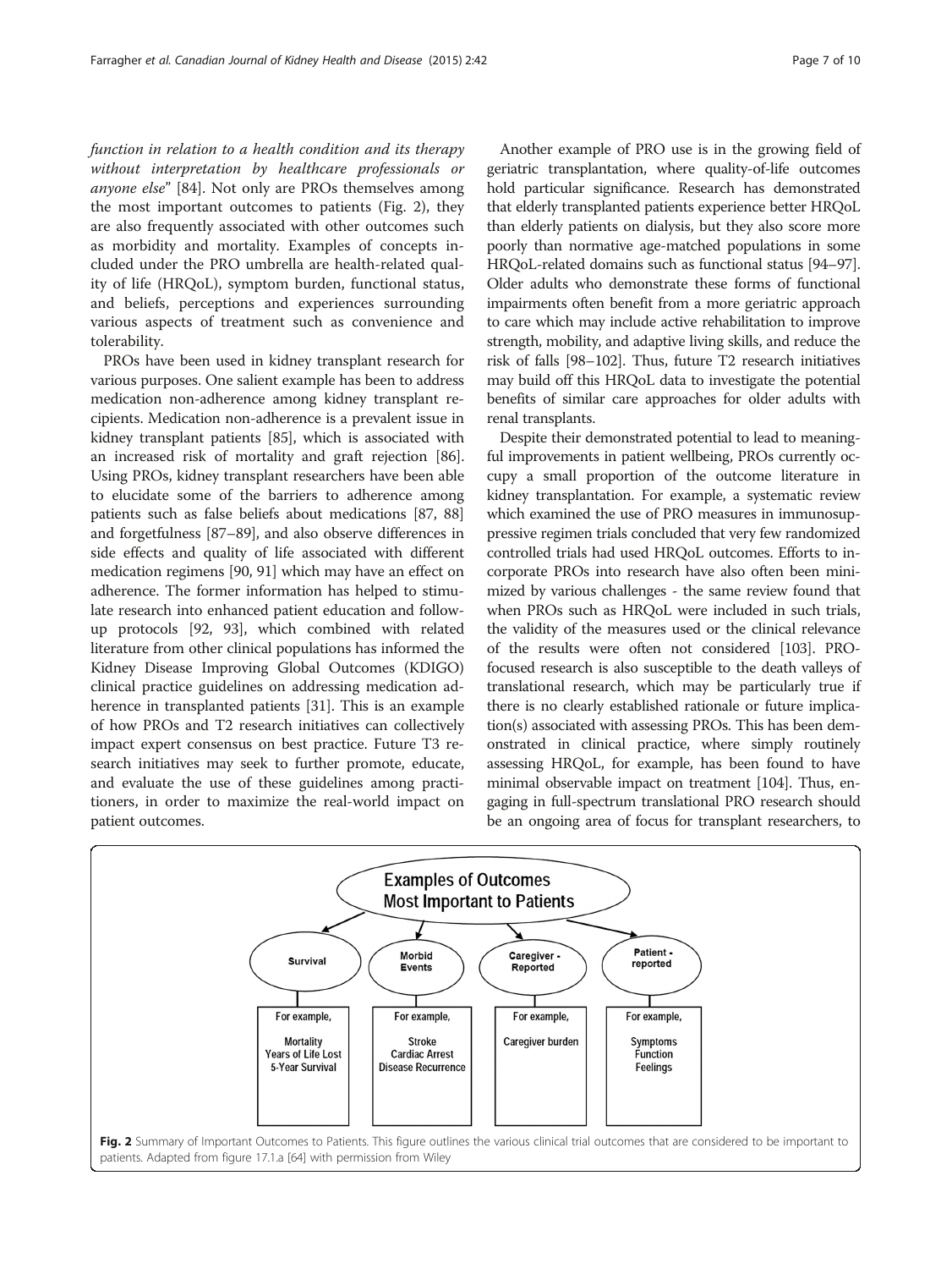*function in relation to a health condition and its therapy without interpretation by healthcare professionals or anyone else*" [84]. Not only are PROs themselves among the most important outcomes to patients (Fig. 2), they are also frequently associated with other outcomes such as morbidity and mortality. Examples of concepts included under the PRO umbrella are health-related quality of life (HRQoL), symptom burden, functional status, and beliefs, perceptions and experiences surrounding various aspects of treatment such as convenience and tolerability.

PROs have been used in kidney transplant research for various purposes. One salient example has been to address medication non-adherence among kidney transplant recipients. Medication non-adherence is a prevalent issue in kidney transplant patients [85], which is associated with an increased risk of mortality and graft rejection [86]. Using PROs, kidney transplant researchers have been able to elucidate some of the barriers to adherence among patients such as false beliefs about medications [87, 88] and forgetfulness [87–89], and also observe differences in side effects and quality of life associated with different medication regimens [90, 91] which may have an effect on adherence. The former information has helped to stimulate research into enhanced patient education and follow-up protocols [92, 93], which combined with related literature from other clinical populations has informed the Kidney Disease Improving Global Outcomes (KDIGO) clinical practice guidelines on addressing medication adherence in transplanted patients [31]. This is an example of how PROs and T2 research initiatives can collectively impact expert consensus on best practice. Future T3 research initiatives may seek to further promote, educate, and evaluate the use of these guidelines among practitioners, in order to maximize the real-world impact on patient outcomes.

Another example of PRO use is in the growing field of geriatric transplantation, where quality-of-life outcomes hold particular significance. Research has demonstrated that elderly transplanted patients experience better HRQoL than elderly patients on dialysis, but they also score more poorly than normative age-matched populations in some HRQoL-related domains such as functional status [94–97]. Older adults who demonstrate these forms of functional impairments often benefit from a more geriatric approach to care which may include active rehabilitation to improve strength, mobility, and adaptive living skills, and reduce the risk of falls [98–102]. Thus, future T2 research initiatives may build off this HRQoL data to investigate the potential benefits of similar care approaches for older adults with renal transplants.

Despite their demonstrated potential to lead to meaningful improvements in patient wellbeing, PROs currently occupy a small proportion of the outcome literature in kidney transplantation. For example, a systematic review which examined the use of PRO measures in immunosuppressive regimen trials concluded that very few randomized controlled trials had used HRQoL outcomes. Efforts to incorporate PROs into research have also often been minimized by various challenges - the same review found that when PROs such as HRQoL were included in such trials, the validity of the measures used or the clinical relevance of the results were often not considered [103]. PRO-focused research is also susceptible to the death valleys of translational research, which may be particularly true if there is no clearly established rationale or future implication(s) associated with assessing PROs. This has been demonstrated in clinical practice, where simply routinely assessing HRQoL, for example, has been found to have minimal observable impact on treatment [104]. Thus, engaging in full-spectrum translational PRO research should be an ongoing area of focus for transplant researchers, to

**Examples of Outcomes Most Important to Patients**

| Survival | Morbid Events | Caregiver - Reported | Patient - reported |
|---|---|---|---|
| For example, Mortality, Years of Life Lost, 5-Year Survival | For example, Stroke, Cardiac Arrest, Disease Recurrence | For example, Caregiver burden | For example, Symptoms, Function, Feelings |

**Fig. 2** Summary of Important Outcomes to Patients. This figure outlines the various clinical trial outcomes that are considered to be important to patients. Adapted from figure 17.1.a [64] with permission from Wiley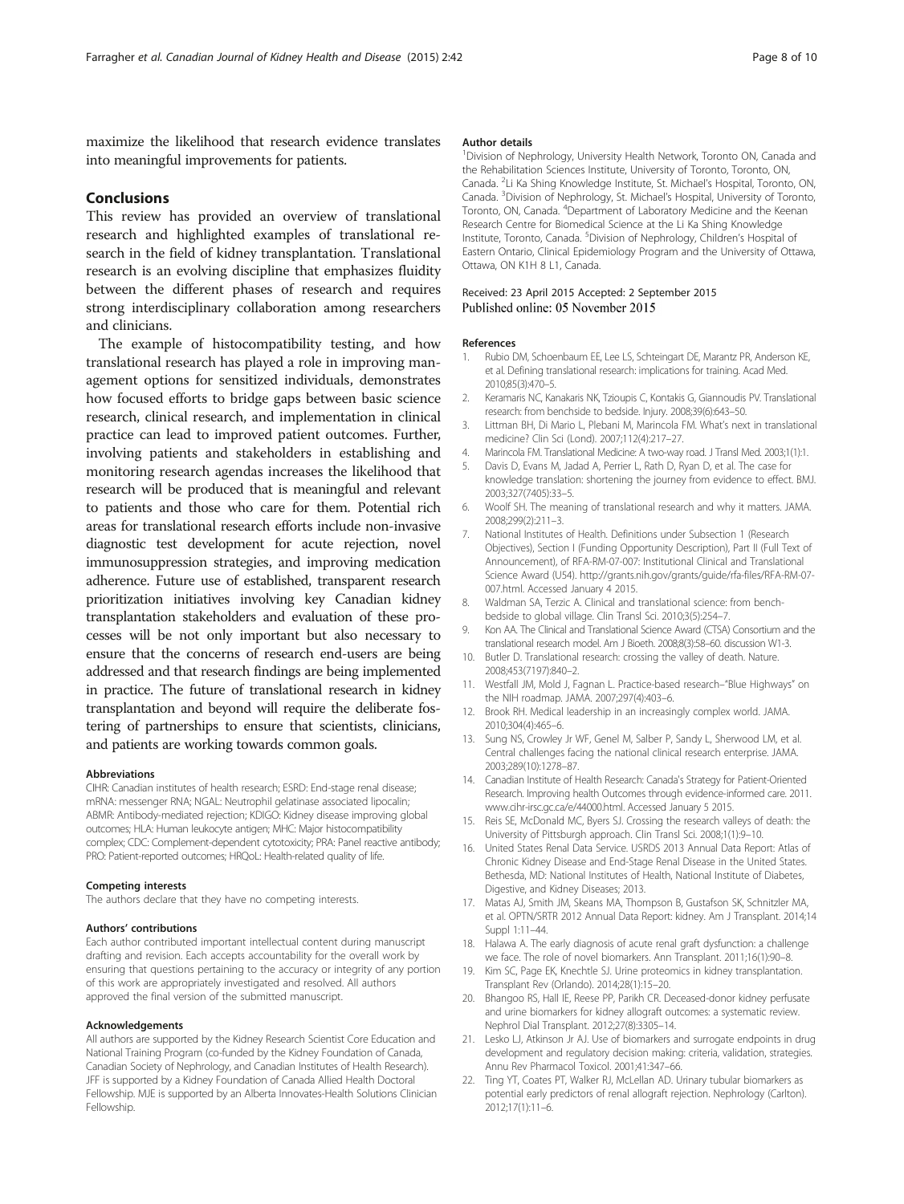maximize the likelihood that research evidence translates into meaningful improvements for patients.

## Conclusions

This review has provided an overview of translational research and highlighted examples of translational research in the field of kidney transplantation. Translational research is an evolving discipline that emphasizes fluidity between the different phases of research and requires strong interdisciplinary collaboration among researchers and clinicians.

The example of histocompatibility testing, and how translational research has played a role in improving management options for sensitized individuals, demonstrates how focused efforts to bridge gaps between basic science research, clinical research, and implementation in clinical practice can lead to improved patient outcomes. Further, involving patients and stakeholders in establishing and monitoring research agendas increases the likelihood that research will be produced that is meaningful and relevant to patients and those who care for them. Potential rich areas for translational research efforts include non-invasive diagnostic test development for acute rejection, novel immunosuppression strategies, and improving medication adherence. Future use of established, transparent research prioritization initiatives involving key Canadian kidney transplantation stakeholders and evaluation of these processes will be not only important but also necessary to ensure that the concerns of research end-users are being addressed and that research findings are being implemented in practice. The future of translational research in kidney transplantation and beyond will require the deliberate fostering of partnerships to ensure that scientists, clinicians, and patients are working towards common goals.

#### Abbreviations

CIHR: Canadian institutes of health research; ESRD: End-stage renal disease; mRNA: messenger RNA; NGAL: Neutrophil gelatinase associated lipocalin; ABMR: Antibody-mediated rejection; KDIGO: Kidney disease improving global outcomes; HLA: Human leukocyte antigen; MHC: Major histocompatibility complex; CDC: Complement-dependent cytotoxicity; PRA: Panel reactive antibody; PRO: Patient-reported outcomes; HRQoL: Health-related quality of life.

#### Competing interests

The authors declare that they have no competing interests.

#### Authors' contributions

Each author contributed important intellectual content during manuscript drafting and revision. Each accepts accountability for the overall work by ensuring that questions pertaining to the accuracy or integrity of any portion of this work are appropriately investigated and resolved. All authors approved the final version of the submitted manuscript.

#### Acknowledgements

All authors are supported by the Kidney Research Scientist Core Education and National Training Program (co-funded by the Kidney Foundation of Canada, Canadian Society of Nephrology, and Canadian Institutes of Health Research). JFF is supported by a Kidney Foundation of Canada Allied Health Doctoral Fellowship. MJE is supported by an Alberta Innovates-Health Solutions Clinician Fellowship.

#### Author details

[1]Division of Nephrology, University Health Network, Toronto ON, Canada and the Rehabilitation Sciences Institute, University of Toronto, Toronto, ON, Canada. [2]Li Ka Shing Knowledge Institute, St. Michael's Hospital, Toronto, ON, Canada. [3]Division of Nephrology, St. Michael's Hospital, University of Toronto, Toronto, ON, Canada. [4]Department of Laboratory Medicine and the Keenan Research Centre for Biomedical Science at the Li Ka Shing Knowledge Institute, Toronto, Canada. [5]Division of Nephrology, Children's Hospital of Eastern Ontario, Clinical Epidemiology Program and the University of Ottawa, Ottawa, ON K1H 8 L1, Canada.

Received: 23 April 2015 Accepted: 2 September 2015
Published online: 05 November 2015

#### References

1. Rubio DM, Schoenbaum EE, Lee LS, Schteingart DE, Marantz PR, Anderson KE, et al. Defining translational research: implications for training. Acad Med. 2010;85(3):470–5.
2. Keramaris NC, Kanakaris NK, Tzioupis C, Kontakis G, Giannoudis PV. Translational research: from benchside to bedside. Injury. 2008;39(6):643–50.
3. Littman BH, Di Mario L, Plebani M, Marincola FM. What's next in translational medicine? Clin Sci (Lond). 2007;112(4):217–27.
4. Marincola FM. Translational Medicine: A two-way road. J Transl Med. 2003;1(1):1.
5. Davis D, Evans M, Jadad A, Perrier L, Rath D, Ryan D, et al. The case for knowledge translation: shortening the journey from evidence to effect. BMJ. 2003;327(7405):33–5.
6. Woolf SH. The meaning of translational research and why it matters. JAMA. 2008;299(2):211–3.
7. National Institutes of Health. Definitions under Subsection 1 (Research Objectives), Section I (Funding Opportunity Description), Part II (Full Text of Announcement), of RFA-RM-07-007: Institutional Clinical and Translational Science Award (U54). http://grants.nih.gov/grants/guide/rfa-files/RFA-RM-07-007.html. Accessed January 4 2015.
8. Waldman SA, Terzic A. Clinical and translational science: from bench-bedside to global village. Clin Transl Sci. 2010;3(5):254–7.
9. Kon AA. The Clinical and Translational Science Award (CTSA) Consortium and the translational research model. Am J Bioeth. 2008;8(3):58–60. discussion W1-3.
10. Butler D. Translational research: crossing the valley of death. Nature. 2008;453(7197):840–2.
11. Westfall JM, Mold J, Fagnan L. Practice-based research–"Blue Highways" on the NIH roadmap. JAMA. 2007;297(4):403–6.
12. Brook RH. Medical leadership in an increasingly complex world. JAMA. 2010;304(4):465–6.
13. Sung NS, Crowley Jr WF, Genel M, Salber P, Sandy L, Sherwood LM, et al. Central challenges facing the national clinical research enterprise. JAMA. 2003;289(10):1278–87.
14. Canadian Institute of Health Research: Canada's Strategy for Patient-Oriented Research. Improving health Outcomes through evidence-informed care. 2011. www.cihr-irsc.gc.ca/e/44000.html. Accessed January 5 2015.
15. Reis SE, McDonald MC, Byers SJ. Crossing the research valleys of death: the University of Pittsburgh approach. Clin Transl Sci. 2008;1(1):9–10.
16. United States Renal Data Service. USRDS 2013 Annual Data Report: Atlas of Chronic Kidney Disease and End-Stage Renal Disease in the United States. Bethesda, MD: National Institutes of Health, National Institute of Diabetes, Digestive, and Kidney Diseases; 2013.
17. Matas AJ, Smith JM, Skeans MA, Thompson B, Gustafson SK, Schnitzler MA, et al. OPTN/SRTR 2012 Annual Data Report: kidney. Am J Transplant. 2014;14 Suppl 1:11–44.
18. Halawa A. The early diagnosis of acute renal graft dysfunction: a challenge we face. The role of novel biomarkers. Ann Transplant. 2011;16(1):90–8.
19. Kim SC, Page EK, Knechtle SJ. Urine proteomics in kidney transplantation. Transplant Rev (Orlando). 2014;28(1):15–20.
20. Bhangoo RS, Hall IE, Reese PP, Parikh CR. Deceased-donor kidney perfusate and urine biomarkers for kidney allograft outcomes: a systematic review. Nephrol Dial Transplant. 2012;27(8):3305–14.
21. Lesko LJ, Atkinson Jr AJ. Use of biomarkers and surrogate endpoints in drug development and regulatory decision making: criteria, validation, strategies. Annu Rev Pharmacol Toxicol. 2001;41:347–66.
22. Ting YT, Coates PT, Walker RJ, McLellan AD. Urinary tubular biomarkers as potential early predictors of renal allograft rejection. Nephrology (Carlton). 2012;17(1):11–6.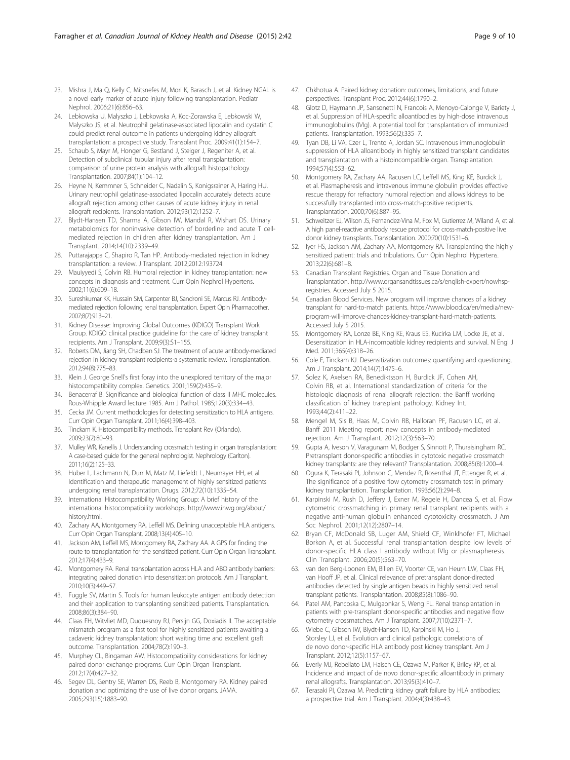23. Mishra J, Ma Q, Kelly C, Mitsnefes M, Mori K, Barasch J, et al. Kidney NGAL is a novel early marker of acute injury following transplantation. Pediatr Nephrol. 2006;21(6):856–63.
24. Lebkowska U, Malyszko J, Lebkowska A, Koc-Zorawska E, Lebkowski W, Malyszko JS, et al. Neutrophil gelatinase-associated lipocalin and cystatin C could predict renal outcome in patients undergoing kidney allograft transplantation: a prospective study. Transplant Proc. 2009;41(1):154–7.
25. Schaub S, Mayr M, Honger G, Bestland J, Steiger J, Regeniter A, et al. Detection of subclinical tubular injury after renal transplantation: comparison of urine protein analysis with allograft histopathology. Transplantation. 2007;84(1):104–12.
26. Heyne N, Kemmner S, Schneider C, Nadalin S, Konigsrainer A, Haring HU. Urinary neutrophil gelatinase-associated lipocalin accurately detects acute allograft rejection among other causes of acute kidney injury in renal allograft recipients. Transplantation. 2012;93(12):1252–7.
27. Blydt-Hansen TD, Sharma A, Gibson IW, Mandal R, Wishart DS. Urinary metabolomics for noninvasive detection of borderline and acute T cell-mediated rejection in children after kidney transplantation. Am J Transplant. 2014;14(10):2339–49.
28. Puttarajappa C, Shapiro R, Tan HP. Antibody-mediated rejection in kidney transplantation: a review. J Transplant. 2012;2012:193724.
29. Mauiyyedi S, Colvin RB. Humoral rejection in kidney transplantation: new concepts in diagnosis and treatment. Curr Opin Nephrol Hypertens. 2002;11(6):609–18.
30. Sureshkumar KK, Hussain SM, Carpenter BJ, Sandroni SE, Marcus RJ. Antibody-mediated rejection following renal transplantation. Expert Opin Pharmacother. 2007;8(7):913–21.
31. Kidney Disease: Improving Global Outcomes (KDIGO) Transplant Work Group. KDIGO clinical practice guideline for the care of kidney transplant recipients. Am J Transplant. 2009;9(3):S1–155.
32. Roberts DM, Jiang SH, Chadban SJ. The treatment of acute antibody-mediated rejection in kidney transplant recipients-a systematic review. Transplantation. 2012;94(8):775–83.
33. Klein J. George Snell's first foray into the unexplored territory of the major histocompatibility complex. Genetics. 2001;159(2):435–9.
34. Benacerraf B. Significance and biological function of class II MHC molecules. Rous-Whipple Award lecture 1985. Am J Pathol. 1985;120(3):334–43.
35. Cecka JM. Current methodologies for detecting sensitization to HLA antigens. Curr Opin Organ Transplant. 2011;16(4):398–403.
36. Tinckam K. Histocompatibility methods. Transplant Rev (Orlando). 2009;23(2):80–93.
37. Mulley WR, Kanellis J. Understanding crossmatch testing in organ transplantation: A case-based guide for the general nephrologist. Nephrology (Carlton). 2011;16(2):125–33.
38. Huber L, Lachmann N, Durr M, Matz M, Liefeldt L, Neumayer HH, et al. Identification and therapeutic management of highly sensitized patients undergoing renal transplantation. Drugs. 2012;72(10):1335–54.
39. International Histocompatibility Working Group: A brief history of the international histocompatibility workshops. http://www.ihwg.org/about/history.html.
40. Zachary AA, Montgomery RA, Leffell MS. Defining unacceptable HLA antigens. Curr Opin Organ Transplant. 2008;13(4):405–10.
41. Jackson AM, Leffell MS, Montgomery RA, Zachary AA. A GPS for finding the route to transplantation for the sensitized patient. Curr Opin Organ Transplant. 2012;17(4):433–9.
42. Montgomery RA. Renal transplantation across HLA and ABO antibody barriers: integrating paired donation into desensitization protocols. Am J Transplant. 2010;10(3):449–57.
43. Fuggle SV, Martin S. Tools for human leukocyte antigen antibody detection and their application to transplanting sensitized patients. Transplantation. 2008;86(3):384–90.
44. Claas FH, Witvliet MD, Duquesnoy RJ, Persijn GG, Doxiadis II. The acceptable mismatch program as a fast tool for highly sensitized patients awaiting a cadaveric kidney transplantation: short waiting time and excellent graft outcome. Transplantation. 2004;78(2):190–3.
45. Murphey CL, Bingaman AW. Histocompatibility considerations for kidney paired donor exchange programs. Curr Opin Organ Transplant. 2012;17(4):427–32.
46. Segev DL, Gentry SE, Warren DS, Reeb B, Montgomery RA. Kidney paired donation and optimizing the use of live donor organs. JAMA. 2005;293(15):1883–90.
47. Chkhotua A. Paired kidney donation: outcomes, limitations, and future perspectives. Transplant Proc. 2012;44(6):1790–2.
48. Glotz D, Haymann JP, Sansonetti N, Francois A, Menoyo-Calonge V, Bariety J, et al. Suppression of HLA-specific alloantibodies by high-dose intravenous immunoglobulins (IVIg). A potential tool for transplantation of immunized patients. Transplantation. 1993;56(2):335–7.
49. Tyan DB, Li VA, Czer L, Trento A, Jordan SC. Intravenous immunoglobulin suppression of HLA alloantibody in highly sensitized transplant candidates and transplantation with a histoincompatible organ. Transplantation. 1994;57(4):553–62.
50. Montgomery RA, Zachary AA, Racusen LC, Leffell MS, King KE, Burdick J, et al. Plasmapheresis and intravenous immune globulin provides effective rescue therapy for refractory humoral rejection and allows kidneys to be successfully transplanted into cross-match-positive recipients. Transplantation. 2000;70(6):887–95.
51. Schweitzer EJ, Wilson JS, Fernandez-Vina M, Fox M, Gutierrez M, Wiland A, et al. A high panel-reactive antibody rescue protocol for cross-match-positive live donor kidney transplants. Transplantation. 2000;70(10):1531–6.
52. Iyer HS, Jackson AM, Zachary AA, Montgomery RA. Transplanting the highly sensitized patient: trials and tribulations. Curr Opin Nephrol Hypertens. 2013;22(6):681–8.
53. Canadian Transplant Registries. Organ and Tissue Donation and Transplantation. http://www.organsandtissues.ca/s/english-expert/nowhsp-registries. Accessed July 5 2015.
54. Canadian Blood Services. New program will improve chances of a kidney transplant for hard-to-match patients. https://www.blood.ca/en/media/new-program-will-improve-chances-kidney-transplant-hard-match-patients. Accessed July 5 2015.
55. Montgomery RA, Lonze BE, King KE, Kraus ES, Kucirka LM, Locke JE, et al. Desensitization in HLA-incompatible kidney recipients and survival. N Engl J Med. 2011;365(4):318–26.
56. Cole E, Tinckam KJ. Desensitization outcomes: quantifying and questioning. Am J Transplant. 2014;14(7):1475–6.
57. Solez K, Axelsen RA, Benediktsson H, Burdick JF, Cohen AH, Colvin RB, et al. International standardization of criteria for the histologic diagnosis of renal allograft rejection: the Banff working classification of kidney transplant pathology. Kidney Int. 1993;44(2):411–22.
58. Mengel M, Sis B, Haas M, Colvin RB, Halloran PF, Racusen LC, et al. Banff 2011 Meeting report: new concepts in antibody-mediated rejection. Am J Transplant. 2012;12(3):563–70.
59. Gupta A, Iveson V, Varagunam M, Bodger S, Sinnott P, Thuraisingham RC. Pretransplant donor-specific antibodies in cytotoxic negative crossmatch kidney transplants: are they relevant? Transplantation. 2008;85(8):1200–4.
60. Ogura K, Terasaki PI, Johnson C, Mendez R, Rosenthal JT, Ettenger R, et al. The significance of a positive flow cytometry crossmatch test in primary kidney transplantation. Transplantation. 1993;56(2):294–8.
61. Karpinski M, Rush D, Jeffery J, Exner M, Regele H, Dancea S, et al. Flow cytometric crossmatching in primary renal transplant recipients with a negative anti-human globulin enhanced cytotoxicity crossmatch. J Am Soc Nephrol. 2001;12(12):2807–14.
62. Bryan CF, McDonald SB, Luger AM, Shield CF, Winklhofer FT, Michael Borkon A, et al. Successful renal transplantation despite low levels of donor-specific HLA class I antibody without IVIg or plasmapheresis. Clin Transplant. 2006;20(5):563–70.
63. van den Berg-Loonen EM, Billen EV, Voorter CE, van Heurn LW, Claas FH, van Hooff JP, et al. Clinical relevance of pretransplant donor-directed antibodies detected by single antigen beads in highly sensitized renal transplant patients. Transplantation. 2008;85(8):1086–90.
64. Patel AM, Pancoska C, Mulgaonkar S, Weng FL. Renal transplantation in patients with pre-transplant donor-specific antibodies and negative flow cytometry crossmatches. Am J Transplant. 2007;7(10):2371–7.
65. Wiebe C, Gibson IW, Blydt-Hansen TD, Karpinski M, Ho J, Storsley LJ, et al. Evolution and clinical pathologic correlations of de novo donor-specific HLA antibody post kidney transplant. Am J Transplant. 2012;12(5):1157–67.
66. Everly MJ, Rebellato LM, Haisch CE, Ozawa M, Parker K, Briley KP, et al. Incidence and impact of de novo donor-specific alloantibody in primary renal allografts. Transplantation. 2013;95(3):410–7.
67. Terasaki PI, Ozawa M. Predicting kidney graft failure by HLA antibodies: a prospective trial. Am J Transplant. 2004;4(3):438–43.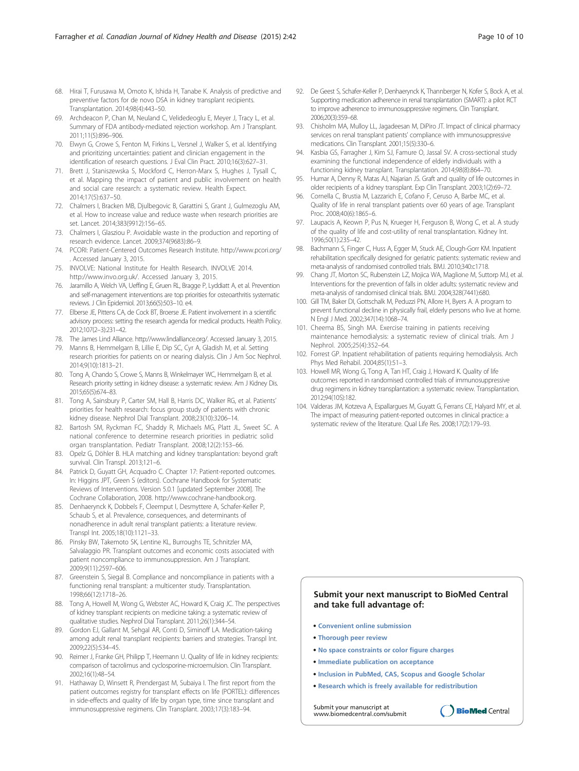68. Hirai T, Furusawa M, Omoto K, Ishida H, Tanabe K. Analysis of predictive and preventive factors for de novo DSA in kidney transplant recipients. Transplantation. 2014;98(4):443–50.
69. Archdeacon P, Chan M, Neuland C, Velidedeoglu E, Meyer J, Tracy L, et al. Summary of FDA antibody-mediated rejection workshop. Am J Transplant. 2011;11(5):896–906.
70. Elwyn G, Crowe S, Fenton M, Firkins L, Versnel J, Walker S, et al. Identifying and prioritizing uncertainties: patient and clinician engagement in the identification of research questions. J Eval Clin Pract. 2010;16(3):627–31.
71. Brett J, Staniszewska S, Mockford C, Herron-Marx S, Hughes J, Tysall C, et al. Mapping the impact of patient and public involvement on health and social care research: a systematic review. Health Expect. 2014;17(5):637–50.
72. Chalmers I, Bracken MB, Djulbegovic B, Garattini S, Grant J, Gulmezoglu AM, et al. How to increase value and reduce waste when research priorities are set. Lancet. 2014;383(9912):156–65.
73. Chalmers I, Glasziou P. Avoidable waste in the production and reporting of research evidence. Lancet. 2009;374(9683):86–9.
74. PCORI: Patient-Centered Outcomes Research Institute. http://www.pcori.org/. Accessed January 3, 2015.
75. INVOLVE: National Institute for Health Research. INVOLVE 2014. http://www.invo.org.uk/. Accessed January 3, 2015.
76. Jaramillo A, Welch VA, Ueffing E, Gruen RL, Bragge P, Lyddiatt A, et al. Prevention and self-management interventions are top priorities for osteoarthritis systematic reviews. J Clin Epidemiol. 2013;66(5):503–10. e4.
77. Elberse JE, Pittens CA, de Cock BT, Broerse JE. Patient involvement in a scientific advisory process: setting the research agenda for medical products. Health Policy. 2012;107(2–3):231–42.
78. The James Lind Alliance. http://www.lindalliance.org/. Accessed January 3, 2015.
79. Manns B, Hemmelgarn B, Lillie E, Dip SC, Cyr A, Gladish M, et al. Setting research priorities for patients on or nearing dialysis. Clin J Am Soc Nephrol. 2014;9(10):1813–21.
80. Tong A, Chando S, Crowe S, Manns B, Winkelmayer WC, Hemmelgarn B, et al. Research priority setting in kidney disease: a systematic review. Am J Kidney Dis. 2015;65(5):674–83.
81. Tong A, Sainsbury P, Carter SM, Hall B, Harris DC, Walker RG, et al. Patients' priorities for health research: focus group study of patients with chronic kidney disease. Nephrol Dial Transplant. 2008;23(10):3206–14.
82. Bartosh SM, Ryckman FC, Shaddy R, Michaels MG, Platt JL, Sweet SC. A national conference to determine research priorities in pediatric solid organ transplantation. Pediatr Transplant. 2008;12(2):153–66.
83. Opelz G, Döhler B. HLA matching and kidney transplantation: beyond graft survival. Clin Transpl. 2013;121–6.
84. Patrick D, Guyatt GH, Acquadro C. Chapter 17: Patient-reported outcomes. In: Higgins JPT, Green S (editors). Cochrane Handbook for Systematic Reviews of Interventions. Version 5.0.1 [updated September 2008]. The Cochrane Collaboration, 2008. http://www.cochrane-handbook.org.
85. Denhaerynck K, Dobbels F, Cleemput I, Desmyttere A, Schafer-Keller P, Schaub S, et al. Prevalence, consequences, and determinants of nonadherence in adult renal transplant patients: a literature review. Transpl Int. 2005;18(10):1121–33.
86. Pinsky BW, Takemoto SK, Lentine KL, Burroughs TE, Schnitzler MA, Salvalaggio PR. Transplant outcomes and economic costs associated with patient noncompliance to immunosuppression. Am J Transplant. 2009;9(11):2597–606.
87. Greenstein S, Siegal B. Compliance and noncompliance in patients with a functioning renal transplant: a multicenter study. Transplantation. 1998;66(12):1718–26.
88. Tong A, Howell M, Wong G, Webster AC, Howard K, Craig JC. The perspectives of kidney transplant recipients on medicine taking: a systematic review of qualitative studies. Nephrol Dial Transplant. 2011;26(1):344–54.
89. Gordon EJ, Gallant M, Sehgal AR, Conti D, Siminoff LA. Medication-taking among adult renal transplant recipients: barriers and strategies. Transpl Int. 2009;22(5):534–45.
90. Reimer J, Franke GH, Philipp T, Heemann U. Quality of life in kidney recipients: comparison of tacrolimus and cyclosporine-microemulsion. Clin Transplant. 2002;16(1):48–54.
91. Hathaway D, Winsett R, Prendergast M, Subaiya I. The first report from the patient outcomes registry for transplant effects on life (PORTEL): differences in side-effects and quality of life by organ type, time since transplant and immunosuppressive regimens. Clin Transplant. 2003;17(3):183–94.
92. De Geest S, Schafer-Keller P, Denhaerynck K, Thannberger N, Kofer S, Bock A, et al. Supporting medication adherence in renal transplantation (SMART): a pilot RCT to improve adherence to immunosuppressive regimens. Clin Transplant. 2006;20(3):359–68.
93. Chisholm MA, Mulloy LL, Jagadeesan M, DiPiro JT. Impact of clinical pharmacy services on renal transplant patients' compliance with immunosuppressive medications. Clin Transplant. 2001;15(5):330–6.
94. Kasbia GS, Farragher J, Kim SJ, Famure O, Jassal SV. A cross-sectional study examining the functional independence of elderly individuals with a functioning kidney transplant. Transplantation. 2014;98(8):864–70.
95. Humar A, Denny R, Matas AJ, Najarian JS. Graft and quality of life outcomes in older recipients of a kidney transplant. Exp Clin Transplant. 2003;1(2):69–72.
96. Cornella C, Brustia M, Lazzarich E, Cofano F, Ceruso A, Barbe MC, et al. Quality of life in renal transplant patients over 60 years of age. Transplant Proc. 2008;40(6):1865–6.
97. Laupacis A, Keown P, Pus N, Krueger H, Ferguson B, Wong C, et al. A study of the quality of life and cost-utility of renal transplantation. Kidney Int. 1996;50(1):235–42.
98. Bachmann S, Finger C, Huss A, Egger M, Stuck AE, Clough-Gorr KM. Inpatient rehabilitation specifically designed for geriatric patients: systematic review and meta-analysis of randomised controlled trials. BMJ. 2010;340:c1718.
99. Chang JT, Morton SC, Rubenstein LZ, Mojica WA, Maglione M, Suttorp MJ, et al. Interventions for the prevention of falls in older adults: systematic review and meta-analysis of randomised clinical trials. BMJ. 2004;328(7441):680.
100. Gill TM, Baker DI, Gottschalk M, Peduzzi PN, Allore H, Byers A. A program to prevent functional decline in physically frail, elderly persons who live at home. N Engl J Med. 2002;347(14):1068–74.
101. Cheema BS, Singh MA. Exercise training in patients receiving maintenance hemodialysis: a systematic review of clinical trials. Am J Nephrol. 2005;25(4):352–64.
102. Forrest GP. Inpatient rehabilitation of patients requiring hemodialysis. Arch Phys Med Rehabil. 2004;85(1):51–3.
103. Howell MR, Wong G, Tong A, Tan HT, Craig J, Howard K. Quality of life outcomes reported in randomised controlled trials of immunosuppressive drug regimens in kidney transplantation: a systematic review. Transplantation. 2012;94(10S):182.
104. Valderas JM, Kotzeva A, Espallargues M, Guyatt G, Ferrans CE, Halyard MY, et al. The impact of measuring patient-reported outcomes in clinical practice: a systematic review of the literature. Qual Life Res. 2008;17(2):179–93.

**Submit your next manuscript to BioMed Central and take full advantage of:**

- **Convenient online submission**
- **Thorough peer review**
- **No space constraints or color figure charges**
- **Immediate publication on acceptance**
- **Inclusion in PubMed, CAS, Scopus and Google Scholar**
- **Research which is freely available for redistribution**

Submit your manuscript at www.biomedcentral.com/submit

BioMed Central